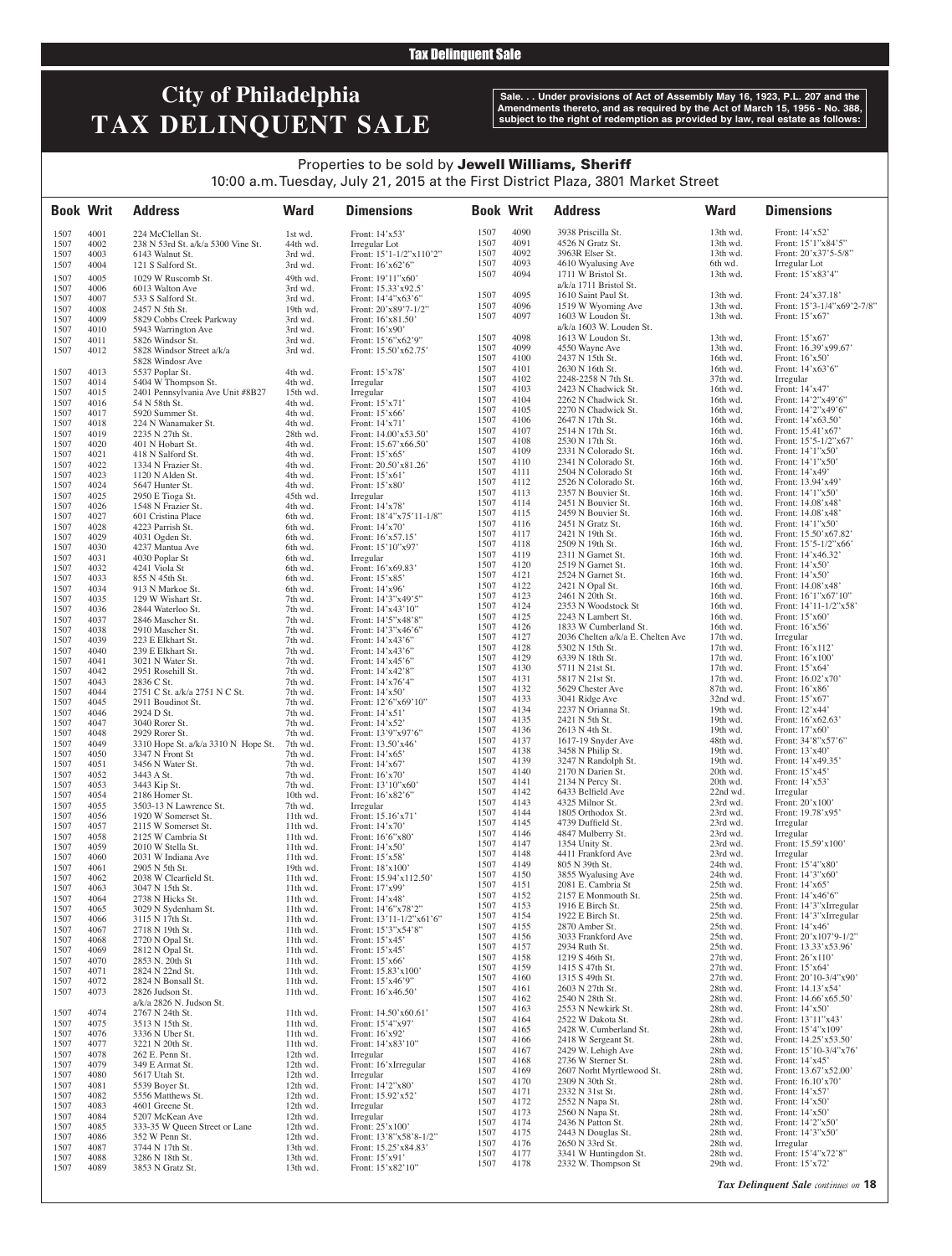# City of Philadelphia TAX DELINQUENT SALE

**Sale. . . Under provisions of Act of Assembly May 16, 1923, P.L. 207 and the Amendments thereto, and as required by the Act of March 15, 1956 - No. 388, subject to the right of redemption as provided by law, real estate as follows:**

Properties to be sold by **Jewell Williams, Sheriff**
10:00 a.m. Tuesday, July 21, 2015 at the First District Plaza, 3801 Market Street

| Book | Writ | Address | Ward | Dimensions |
|---|---|---|---|---|
| 1507 | 4001 | 224 McClellan St. | 1st wd. | Front: 14'x53' |
| 1507 | 4002 | 238 N 53rd St. a/k/a 5300 Vine St. | 44th wd. | Irregular Lot |
| 1507 | 4003 | 6143 Walnut St. | 3rd wd. | Front: 15'1-1/2"x110'2" |
| 1507 | 4004 | 121 S Salford St. | 3rd wd. | Front: 16'x62'6" |
| 1507 | 4005 | 1029 W Ruscomb St. | 49th wd. | Front: 19'11"x60' |
| 1507 | 4006 | 6013 Walton Ave | 3rd wd. | Front: 15.33'x92.5' |
| 1507 | 4007 | 533 S Salford St. | 3rd wd. | Front: 14'4"x63'6" |
| 1507 | 4008 | 2457 N 5th St. | 19th wd. | Front: 20'x89'7-1/2" |
| 1507 | 4009 | 5829 Cobbs Creek Parkway | 3rd wd. | Front: 16'x81.50' |
| 1507 | 4010 | 5943 Warrington Ave | 3rd wd. | Front: 16'x90' |
| 1507 | 4011 | 5826 Windsor St. | 3rd wd. | Front: 15'6"x62'9" |
| 1507 | 4012 | 5828 Windsor Street a/k/a 5828 Windosr Ave | 3rd wd. | Front: 15.50'x62.75' |
| 1507 | 4013 | 5537 Poplar St. | 4th wd. | Front: 15'x78' |
| 1507 | 4014 | 5404 W Thompson St. | 4th wd. | Irregular |
| 1507 | 4015 | 2401 Pennsylvania Ave Unit #8B27 | 15th wd. | Irregular |
| 1507 | 4016 | 54 N 58th St. | 4th wd. | Front: 15'x71' |
| 1507 | 4017 | 5920 Summer St. | 4th wd. | Front: 15'x66' |
| 1507 | 4018 | 224 N Wanamaker St. | 4th wd. | Front: 14'x71' |
| 1507 | 4019 | 2235 N 27th St. | 28th wd. | Front: 14.00'x53.50' |
| 1507 | 4020 | 401 N Hobart St. | 4th wd. | Front: 15.67'x66.50' |
| 1507 | 4021 | 418 N Salford St. | 4th wd. | Front: 15'x65' |
| 1507 | 4022 | 1334 N Frazier St. | 4th wd. | Front: 20.50'x81.26' |
| 1507 | 4023 | 1120 N Alden St. | 4th wd. | Front: 15'x61' |
| 1507 | 4024 | 5647 Hunter St. | 4th wd. | Front: 15'x80' |
| 1507 | 4025 | 2950 E Tioga St. | 45th wd. | Irregular |
| 1507 | 4026 | 1548 N Frazier St. | 4th wd. | Front: 14'x78' |
| 1507 | 4027 | 601 Cristina Place | 6th wd. | Front: 18'4"x75'11-1/8" |
| 1507 | 4028 | 4223 Parrish St. | 6th wd. | Front: 14'x70' |
| 1507 | 4029 | 4031 Ogden St. | 6th wd. | Front: 16'x57.15' |
| 1507 | 4030 | 4237 Mantua Ave | 6th wd. | Front: 15'10"x97' |
| 1507 | 4031 | 4030 Poplar St | 6th wd. | Irregular |
| 1507 | 4032 | 4241 Viola St | 6th wd. | Front: 16'x69.83' |
| 1507 | 4033 | 855 N 45th St. | 6th wd. | Front: 15'x85' |
| 1507 | 4034 | 913 N Markoe St. | 6th wd. | Front: 14'x96' |
| 1507 | 4035 | 129 W Wishart St. | 7th wd. | Front: 14'3"x49'5" |
| 1507 | 4036 | 2844 Waterloo St. | 7th wd. | Front: 14'x43'10" |
| 1507 | 4037 | 2846 Mascher St. | 7th wd. | Front: 14'5"x48'8" |
| 1507 | 4038 | 2910 Mascher St. | 7th wd. | Front: 14'3"x46'6" |
| 1507 | 4039 | 223 E Elkhart St. | 7th wd. | Front: 14'x43'6" |
| 1507 | 4040 | 239 E Elkhart St. | 7th wd. | Front: 14'x43'6" |
| 1507 | 4041 | 3021 N Water St. | 7th wd. | Front: 14'x45'6" |
| 1507 | 4042 | 2951 Rosehill St. | 7th wd. | Front: 14'x42'8" |
| 1507 | 4043 | 2836 C St. | 7th wd. | Front: 14'x76'4" |
| 1507 | 4044 | 2751 C St. a/k/a 2751 N C St. | 7th wd. | Front: 14'x50' |
| 1507 | 4045 | 2911 Boudinot St. | 7th wd. | Front: 12'6"x69'10" |
| 1507 | 4046 | 2924 D St. | 7th wd. | Front: 14'x51' |
| 1507 | 4047 | 3040 Rorer St. | 7th wd. | Front: 14'x52' |
| 1507 | 4048 | 2929 Rorer St. | 7th wd. | Front: 13'9"x97'6" |
| 1507 | 4049 | 3310 Hope St. a/k/a 3310 N Hope St. | 7th wd. | Front: 13.50'x46' |
| 1507 | 4050 | 3347 N Front St | 7th wd. | Front: 14'x65' |
| 1507 | 4051 | 3456 N Water St. | 7th wd. | Front: 14'x67' |
| 1507 | 4052 | 3443 A St. | 7th wd. | Front: 16'x70' |
| 1507 | 4053 | 3443 Kip St. | 7th wd. | Front: 13'10"x60' |
| 1507 | 4054 | 2186 Homer St. | 10th wd. | Front: 16'x82'6" |
| 1507 | 4055 | 3503-13 N Lawrence St. | 7th wd. | Irregular |
| 1507 | 4056 | 1920 W Somerset St. | 11th wd. | Front: 15.16'x71' |
| 1507 | 4057 | 2115 W Somerset St. | 11th wd. | Front: 14'x70' |
| 1507 | 4058 | 2125 W Cambria St | 11th wd. | Front: 16'6"x80' |
| 1507 | 4059 | 2010 W Stella St. | 11th wd. | Front: 14'x50' |
| 1507 | 4060 | 2031 W Indiana Ave | 11th wd. | Front: 15'x58' |
| 1507 | 4061 | 2905 N 5th St. | 19th wd. | Front: 18'x100' |
| 1507 | 4062 | 2038 W Clearfield St. | 11th wd. | Front: 15.94'x112.50' |
| 1507 | 4063 | 3047 N 15th St. | 11th wd. | Front: 17'x99' |
| 1507 | 4064 | 2738 N Hicks St. | 11th wd. | Front: 14'x48' |
| 1507 | 4065 | 3029 N Sydenham St. | 11th wd. | Front: 14'6"x78'2" |
| 1507 | 4066 | 3115 N 17th St. | 11th wd. | Front: 13'11-1/2"x61'6" |
| 1507 | 4067 | 2718 N 19th St. | 11th wd. | Front: 15'3"x54'8" |
| 1507 | 4068 | 2720 N Opal St. | 11th wd. | Front: 15'x45' |
| 1507 | 4069 | 2812 N Opal St. | 11th wd. | Front: 15'x45' |
| 1507 | 4070 | 2853 N. 20th St | 11th wd. | Front: 15'x66' |
| 1507 | 4071 | 2824 N 22nd St. | 11th wd. | Front: 15.83'x100' |
| 1507 | 4072 | 2824 N Bonsall St. | 11th wd. | Front: 15'x46'9" |
| 1507 | 4073 | 2826 Judson St. a/k/a 2826 N. Judson St. | 11th wd. | Front: 16'x46.50' |
| 1507 | 4074 | 2767 N 24th St. | 11th wd. | Front: 14.50'x60.61' |
| 1507 | 4075 | 3513 N 15th St. | 11th wd. | Front: 15'4"x97' |
| 1507 | 4076 | 3336 N Uber St. | 11th wd. | Front: 16'x92' |
| 1507 | 4077 | 3221 N 20th St. | 11th wd. | Front: 14'x83'10" |
| 1507 | 4078 | 262 E. Penn St. | 12th wd. | Irregular |
| 1507 | 4079 | 349 E Armat St. | 12th wd. | Front: 16'xIrregular |
| 1507 | 4080 | 5617 Utah St. | 12th wd. | Irregular |
| 1507 | 4081 | 5539 Boyer St. | 12th wd. | Front: 14'2"x80' |
| 1507 | 4082 | 5556 Matthews St. | 12th wd. | Front: 15.92'x52' |
| 1507 | 4083 | 4601 Greene St. | 12th wd. | Irregular |
| 1507 | 4084 | 5207 McKean Ave | 12th wd. | Irregular |
| 1507 | 4085 | 333-35 W Queen Street or Lane | 12th wd. | Front: 25'x100' |
| 1507 | 4086 | 352 W Penn St. | 12th wd. | Front: 13'8"x58'8-1/2" |
| 1507 | 4087 | 3744 N 17th St. | 13th wd. | Front: 15.25'x84.83' |
| 1507 | 4088 | 3286 N 18th St. | 13th wd. | Front: 15'x91' |
| 1507 | 4089 | 3853 N Gratz St. | 13th wd. | Front: 15'x82'10" |
| 1507 | 4090 | 3938 Priscilla St. | 13th wd. | Front: 14'x52' |
| 1507 | 4091 | 4526 N Gratz St. | 13th wd. | Front: 15'1"x84'5" |
| 1507 | 4092 | 3963R Elser St. | 13th wd. | Front: 20'x37'5-5/8" |
| 1507 | 4093 | 4610 Wyalusing Ave | 6th wd. | Irregular Lot |
| 1507 | 4094 | 1711 W Bristol St. a/k/a 1711 Bristol St. | 13th wd. | Front: 15'x83'4" |
| 1507 | 4095 | 1610 Saint Paul St. | 13th wd. | Front: 24'x37.18' |
| 1507 | 4096 | 1519 W Wyoming Ave | 13th wd. | Front: 15'3-1/4"x69'2-7/8" |
| 1507 | 4097 | 1603 W Loudon St. a/k/a 1603 W. Louden St. | 13th wd. | Front: 15'x67' |
| 1507 | 4098 | 1613 W Loudon St. | 13th wd. | Front: 15'x67' |
| 1507 | 4099 | 4550 Wayne Ave | 13th wd. | Front: 16.39'x99.67' |
| 1507 | 4100 | 2437 N 15th St. | 16th wd. | Front: 16'x50' |
| 1507 | 4101 | 2630 N 16th St. | 16th wd. | Front: 14'x63'6" |
| 1507 | 4102 | 2248-2258 N 7th St. | 37th wd. | Irregular |
| 1507 | 4103 | 2423 N Chadwick St. | 16th wd. | Front: 14'x47' |
| 1507 | 4104 | 2262 N Chadwick St. | 16th wd. | Front: 14'2"x49'6" |
| 1507 | 4105 | 2270 N Chadwick St. | 16th wd. | Front: 14'2"x49'6" |
| 1507 | 4106 | 2647 N 17th St. | 16th wd. | Front: 14'x63.50' |
| 1507 | 4107 | 2514 N 17th St. | 16th wd. | Front: 15.41'x67' |
| 1507 | 4108 | 2530 N 17th St. | 16th wd. | Front: 15'5-1/2"x67' |
| 1507 | 4109 | 2331 N Colorado St. | 16th wd. | Front: 14'1"x50' |
| 1507 | 4110 | 2341 N Colorado St. | 16th wd. | Front: 14'1"x50' |
| 1507 | 4111 | 2504 N Colorado St | 16th wd. | Front: 14'x49' |
| 1507 | 4112 | 2526 N Colorado St. | 16th wd. | Front: 13.94'x49' |
| 1507 | 4113 | 2357 N Bouvier St. | 16th wd. | Front: 14'1"x50' |
| 1507 | 4114 | 2451 N Bouvier St. | 16th wd. | Front: 14.08'x48' |
| 1507 | 4115 | 2459 N Bouvier St. | 16th wd. | Front: 14.08'x48' |
| 1507 | 4116 | 2451 N Gratz St. | 16th wd. | Front: 14'1"x50' |
| 1507 | 4117 | 2421 N 19th St. | 16th wd. | Front: 15.50'x67.82' |
| 1507 | 4118 | 2509 N 19th St. | 16th wd. | Front: 15'5-1/2"x66' |
| 1507 | 4119 | 2311 N Garnet St. | 16th wd. | Front: 14'x46.32' |
| 1507 | 4120 | 2519 N Garnet St. | 16th wd. | Front: 14'x50' |
| 1507 | 4121 | 2524 N Garnet St. | 16th wd. | Front: 14'x50' |
| 1507 | 4122 | 2421 N Opal St. | 16th wd. | Front: 14.08'x48' |
| 1507 | 4123 | 2461 N 20th St. | 16th wd. | Front: 16'1"x67'10" |
| 1507 | 4124 | 2353 N Woodstock St | 16th wd. | Front: 14'11-1/2"x58' |
| 1507 | 4125 | 2243 N Lambert St. | 16th wd. | Front: 15'x60' |
| 1507 | 4126 | 1833 W Cumberland St. | 16th wd. | Front: 16'x56' |
| 1507 | 4127 | 2036 Chelten a/k/a E. Chelten Ave | 17th wd. | Irregular |
| 1507 | 4128 | 5302 N 15th St. | 17th wd. | Front: 16'x112' |
| 1507 | 4129 | 6339 N 18th St. | 17th wd. | Front: 16'x100' |
| 1507 | 4130 | 5711 N 21st St. | 17th wd. | Front: 15'x64' |
| 1507 | 4131 | 5817 N 21st St. | 17th wd. | Front: 16.02'x70' |
| 1507 | 4132 | 5629 Chester Ave | 87th wd. | Front: 16'x86' |
| 1507 | 4133 | 3041 Ridge Ave | 32nd wd. | Front: 15'x67' |
| 1507 | 4134 | 2237 N Orianna St. | 19th wd. | Front: 12'x44' |
| 1507 | 4135 | 2421 N 5th St. | 19th wd. | Front: 16'x62.63' |
| 1507 | 4136 | 2613 N 4th St. | 19th wd. | Front: 17'x60' |
| 1507 | 4137 | 1617-19 Snyder Ave | 48th wd. | Front: 34'8"x57'6" |
| 1507 | 4138 | 3458 N Philip St. | 19th wd. | Front: 13'x40' |
| 1507 | 4139 | 3247 N Randolph St. | 19th wd. | Front: 14'x49.35' |
| 1507 | 4140 | 2170 N Darien St. | 20th wd. | Front: 15'x45' |
| 1507 | 4141 | 2134 N Percy St. | 20th wd. | Front: 14'x53' |
| 1507 | 4142 | 6433 Belfield Ave | 22nd wd. | Irregular |
| 1507 | 4143 | 4325 Milnor St. | 23rd wd. | Front: 20'x100' |
| 1507 | 4144 | 1805 Orthodox St. | 23rd wd. | Front: 19.78'x95' |
| 1507 | 4145 | 4739 Duffield St. | 23rd wd. | Irregular |
| 1507 | 4146 | 4847 Mulberry St. | 23rd wd. | Irregular |
| 1507 | 4147 | 1354 Unity St. | 23rd wd. | Front: 15.59'x100' |
| 1507 | 4148 | 4411 Frankford Ave | 23rd wd. | Irregular |
| 1507 | 4149 | 805 N 39th St. | 24th wd. | Front: 15'4"x80' |
| 1507 | 4150 | 3855 Wyalusing Ave | 24th wd. | Front: 14'3"x60' |
| 1507 | 4151 | 2081 E. Cambria St | 25th wd. | Front: 14'x65' |
| 1507 | 4152 | 2157 E Monmouth St. | 25th wd. | Front: 14'x46'6" |
| 1507 | 4153 | 1916 E Birch St. | 25th wd. | Front: 14'3"xIrregular |
| 1507 | 4154 | 1922 E Birch St. | 25th wd. | Front: 14'3"xIrregular |
| 1507 | 4155 | 2870 Amber St. | 25th wd. | Front: 14'x46' |
| 1507 | 4156 | 3033 Frankford Ave | 25th wd. | Front: 20'x107'9-1/2" |
| 1507 | 4157 | 2934 Ruth St. | 25th wd. | Front: 13.33'x53.96' |
| 1507 | 4158 | 1219 S 46th St. | 27th wd. | Front: 26'x110' |
| 1507 | 4159 | 1415 S 47th St. | 27th wd. | Front: 15'x64' |
| 1507 | 4160 | 1315 S 49th St. | 27th wd. | Front: 20'10-3/4"x90' |
| 1507 | 4161 | 2603 N 27th St. | 28th wd. | Front: 14.13'x54' |
| 1507 | 4162 | 2540 N 28th St. | 28th wd. | Front: 14.66'x65.50' |
| 1507 | 4163 | 2553 N Newkirk St. | 28th wd. | Front: 14'x50' |
| 1507 | 4164 | 2522 W Dakota St. | 28th wd. | Front: 13'11"x43' |
| 1507 | 4165 | 2428 W. Cumberland St. | 28th wd. | Front: 15'4"x109' |
| 1507 | 4166 | 2418 W Sergeant St. | 28th wd. | Front: 14.25'x53.50' |
| 1507 | 4167 | 2429 W. Lehigh Ave | 28th wd. | Front: 15'10-3/4"x76' |
| 1507 | 4168 | 2736 W Sterner St. | 28th wd. | Front: 14'x45' |
| 1507 | 4169 | 2607 Norht Myrtlewood St. | 28th wd. | Front: 13.67'x52.00' |
| 1507 | 4170 | 2309 N 30th St. | 28th wd. | Front: 16.10'x70' |
| 1507 | 4171 | 2332 N 31st St. | 28th wd. | Front: 14'x57' |
| 1507 | 4172 | 2552 N Napa St. | 28th wd. | Front: 14'x50' |
| 1507 | 4173 | 2560 N Napa St. | 28th wd. | Front: 14'x50' |
| 1507 | 4174 | 2436 N Patton St. | 28th wd. | Front: 14'2"x50' |
| 1507 | 4175 | 2443 N Douglas St. | 28th wd. | Front: 14'3"x50' |
| 1507 | 4176 | 2650 N 33rd St. | 28th wd. | Irregular |
| 1507 | 4177 | 3341 W Huntingdon St. | 28th wd. | Front: 15'4"x72'8" |
| 1507 | 4178 | 2332 W. Thompson St | 29th wd. | Front: 15'x72' |

*Tax Delinquent Sale continues on* **18**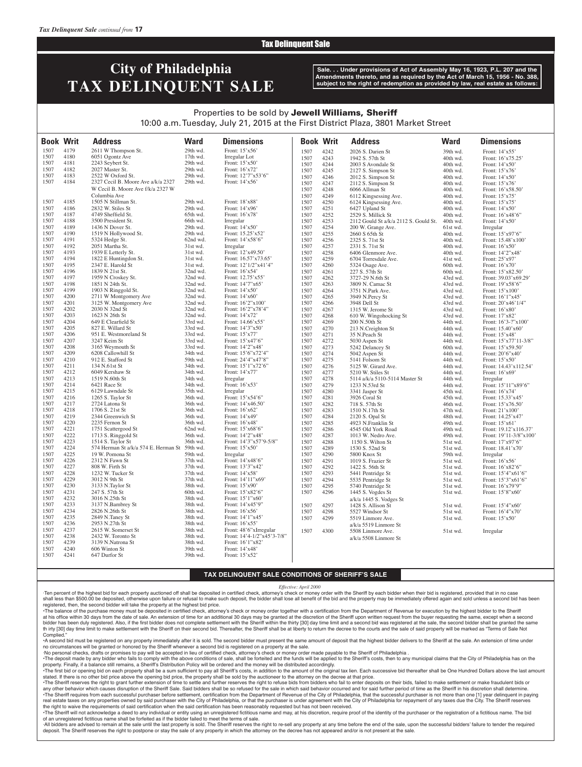*Tax Delinquent Sale continued from* **17**

Tax Delinquent Sale

# City of Philadelphia TAX DELINQUENT SALE

**Sale. . . Under provisions of Act of Assembly May 16, 1923, P.L. 207 and the Amendments thereto, and as required by the Act of March 15, 1956 - No. 388, subject to the right of redemption as provided by law, real estate as follows:**

Properties to be sold by **Jewell Williams, Sheriff**
10:00 a.m. Tuesday, July 21, 2015 at the First District Plaza, 3801 Market Street

| Book | Writ | Address | Ward | Dimensions |
|---|---|---|---|---|
| 1507 | 4179 | 2611 W Thompson St. | 29th wd. | Front: 15'x56' |
| 1507 | 4180 | 6051 Ogontz Ave | 17th wd. | Irregular Lot |
| 1507 | 4181 | 2243 Seybert St. | 29th wd. | Front: 15'x50' |
| 1507 | 4182 | 2027 Master St. | 29th wd. | Front: 16'x72' |
| 1507 | 4183 | 2522 W Oxford St. | 29th wd. | Front: 12'7"x53'6" |
| 1507 | 4184 | 2327 Cecil B. Moore Ave a/k/a 2327 W Cecil B. Moore Ave f/k/a 2327 W Columbia Ave | 29th wd. | Front: 14'x56' |
| 1507 | 4185 | 1505 N Stillman St. | 29th wd. | Front: 18'x88' |
| 1507 | 4186 | 2832 W. Stiles St | 29th wd. | Front: 14'x96' |
| 1507 | 4187 | 4749 Sheffield St. | 65th wd. | Front: 16'x78' |
| 1507 | 4188 | 3500 President St. | 66th wd. | Irregular |
| 1507 | 4189 | 1436 N Dover St. | 29th wd. | Front: 14'x50' |
| 1507 | 4190 | 1519 N Hollywood St. | 29th wd. | Front: 15.25'x52' |
| 1507 | 4191 | 5324 Hedge St. | 62nd wd. | Front: 14'x58'6" |
| 1507 | 4192 | 2051 Martha St. | 31st wd. | Irregular |
| 1507 | 4193 | 1939 E Letterly St. | 31st wd. | Front: 12'x49.50' |
| 1507 | 4194 | 1822 E Huntingdon St. | 31st wd. | Front: 16.57'x73.65' |
| 1507 | 4195 | 2347 E. Harold St | 31st wd. | Front: 12'1/2"x41'4" |
| 1507 | 4196 | 1839 N 21st St. | 32nd wd. | Front: 16'x54' |
| 1507 | 4197 | 1959 N Croskey St. | 32nd wd. | Front: 12.75'x55' |
| 1507 | 4198 | 1851 N 24th St. | 32nd wd. | Front: 14'7"x65' |
| 1507 | 4199 | 1903 N Ringgold St. | 32nd wd. | Front: 14'x50' |
| 1507 | 4200 | 2711 W Montgomery Ave | 32nd wd. | Front: 14'x60' |
| 1507 | 4201 | 3125 W. Montgomery Ave | 32nd wd. | Front: 16'2"x100' |
| 1507 | 4202 | 2030 N 32nd St | 32nd wd. | Front: 16'2"x78'4" |
| 1507 | 4203 | 1623 N 26th St | 32nd wd. | Front: 14'x72' |
| 1507 | 4204 | 649 E Clearfield St | 33rd wd. | Front: 14.66'x55' |
| 1507 | 4205 | 827 E. Willard St | 33rd wd. | Front: 14'3"x50' |
| 1507 | 4206 | 951 E. Westmoreland St | 33rd wd. | Front: 15'x77' |
| 1507 | 4207 | 3247 Keim St | 33rd wd. | Front: 15'x47'6" |
| 1507 | 4208 | 3165 Weymouth St | 33rd wd. | Front: 14'2"x48' |
| 1507 | 4209 | 6208 Callowhill St | 34th wd. | Front: 15'6"x72'4" |
| 1507 | 4210 | 912 E. Stafford St | 59th wd. | Front: 24'4"x47'8" |
| 1507 | 4211 | 134 N.61st St | 34th wd. | Front: 15'1"x72'6" |
| 1507 | 4212 | 6049 Kershaw St | 34th wd. | Front: 14'x77' |
| 1507 | 4213 | 1519 N.60th St | 34th wd. | Irregular |
| 1507 | 4214 | 6421 Race St | 34th wd. | Front: 16'x53' |
| 1507 | 4215 | 6129 Lawndale St | 35th wd. | Irregular |
| 1507 | 4216 | 1265 S. Taylor St | 36th wd. | Front: 15'x54'6" |
| 1507 | 4217 | 2724 Latona St | 36th wd. | Front: 14'x46.50' |
| 1507 | 4218 | 1706 S. 21st St | 36th wd. | Front: 16'x62' |
| 1507 | 4219 | 2344 Greenwich St | 36th wd. | Front: 14'x49' |
| 1507 | 4220 | 2235 Fernon St | 36th wd. | Front: 16'x48' |
| 1507 | 4221 | 1751 Scattergood St | 62nd wd. | Front: 15'x68'6" |
| 1507 | 4222 | 1713 S. Ringgold St | 36th wd. | Front: 14'2"x48' |
| 1507 | 4223 | 1514 S. Taylor St | 36th wd. | Front: 14'3"x57'9-5/8" |
| 1507 | 4224 | 574 Herman St a/k/a 574 E. Herman St | 59th wd. | Front: 15'x50' |
| 1507 | 4225 | 19 W. Pomona St | 59th wd. | Irregular |
| 1507 | 4226 | 2312 N Fawn St | 37th wd. | Front: 14'x48'6" |
| 1507 | 4227 | 808 W. Firth St | 37th wd. | Front: 13'3"x42' |
| 1507 | 4228 | 1232 W. Tucker St | 37th wd. | Front: 14'x58' |
| 1507 | 4229 | 3012 N 9th St | 37th wd. | Front: 14'11"x69' |
| 1507 | 4230 | 3133 N.Taylor St | 38th wd. | Front: 15'x90' |
| 1507 | 4231 | 247 S. 57th St | 60th wd. | Front: 15'x82'6" |
| 1507 | 4232 | 3016 N.25th St | 38th wd. | Front: 15'1"x60' |
| 1507 | 4233 | 3137 N.Bambrey St | 38th wd. | Front: 14'x45'9" |
| 1507 | 4234 | 2826 N.26th St | 38th wd. | Front: 16'x56' |
| 1507 | 4235 | 2849 N.Taney St | 38th wd. | Front: 14'1"x45' |
| 1507 | 4236 | 2953 N.27th St | 38th wd. | Front: 16'x55' |
| 1507 | 4237 | 2615 W. Somerset St | 38th wd. | Front: 48'6"xIrregular |
| 1507 | 4238 | 2432 W. Toronto St | 38th wd. | Front: 14'4-1/2"x45'3-7/8" |
| 1507 | 4239 | 3139 N.Natrona St | 38th wd. | Front: 16'1"x82' |
| 1507 | 4240 | 606 Winton St | 39th wd. | Front: 14'x48' |
| 1507 | 4241 | 647 Durfor St | 39th wd. | Front: 15'x52' |
| 1507 | 4242 | 2026 S. Darien St | 39th wd. | Front: 14'x55' |
| 1507 | 4243 | 1942 S. 57th St | 40th wd. | Front: 16'x75.25' |
| 1507 | 4244 | 2003 S Avondale St | 40th wd. | Front: 14'x50' |
| 1507 | 4245 | 2127 S. Simpson St | 40th wd. | Front: 15'x76' |
| 1507 | 4246 | 2012 S. Simpson St | 40th wd. | Front: 14'x50' |
| 1507 | 4247 | 2112 S. Simpson St | 40th wd. | Front: 15'x76' |
| 1507 | 4248 | 6066 Allman St | 40th wd. | Front: 16'x58.50' |
| 1507 | 4249 | 6112 Kingsessing Ave. | 40th wd. | Front: 15'x75' |
| 1507 | 4250 | 6124 Kingsessing Ave. | 40th wd. | Front: 15'x75' |
| 1507 | 4251 | 6427 Upland St | 40th wd. | Front: 14'x50' |
| 1507 | 4252 | 2529 S. Millick St | 40th wd. | Front: 16'x48'6" |
| 1507 | 4253 | 2112 Gould St a/k/a 2112 S. Gould St. | 40th wd. | Front: 14'x50' |
| 1507 | 4254 | 200 W. Grange Ave. | 61st wd. | Irregular |
| 1507 | 4255 | 2660 S 65th St | 40th wd. | Front: 15'x97'6" |
| 1507 | 4256 | 2325 S. 71st St | 40th wd. | Front: 15.48'x100' |
| 1507 | 4257 | 2331 S. 71st St | 40th wd. | Front: 16'x50' |
| 1507 | 4258 | 6406 Glenmore Ave. | 40th wd. | Front: 14'2"x48' |
| 1507 | 4259 | 6704 Torresdale Ave. | 41st wd. | Front: 25'x97' |
| 1507 | 4260 | 5324 Osage Ave. | 60th wd. | Front: 16'x70' |
| 1507 | 4261 | 227 S. 57th St | 60th wd. | Front: 15'x82.50' |
| 1507 | 4262 | 3727-29 N.6th St | 43rd wd. | Front: 39.03'x69.29' |
| 1507 | 4263 | 3809 N. Camac St | 43rd wd. | Front: 19'x58'6" |
| 1507 | 4264 | 3751 N.Park Ave. | 43rd wd. | Front: 15'x100' |
| 1507 | 4265 | 3949 N.Percy St | 43rd wd. | Front: 16'1"x45' |
| 1507 | 4266 | 3948 Dell St | 43rd wd. | Front: 20'x46'1/4" |
| 1507 | 4267 | 1315 W. Jerome St | 43rd wd. | Front: 16'x80' |
| 1507 | 4268 | 610 W. Wingohocking St | 43rd wd. | Front: 17'x82' |
| 1507 | 4269 | 200 N.50th St | 44th wd. | Front: 16'3-?"x100' |
| 1507 | 4270 | 213 N.Creighton St | 44th wd. | Front: 15.40'x60' |
| 1507 | 4271 | 35 N.Peach St | 44th wd. | Front: 15'x48' |
| 1507 | 4272 | 5030 Aspen St | 44th wd. | Front: 15'x77'11-3/8" |
| 1507 | 4273 | 5242 Delancey St | 60th wd. | Front: 15'x59.50' |
| 1507 | 4274 | 5042 Aspen St | 44th wd. | Front: 20'6"x40' |
| 1507 | 4275 | 5141 Folsom St | 44th wd. | Front: 15'x50' |
| 1507 | 4276 | 5125 W. Girard Ave. | 44th wd. | Front: 14.43'x112.54' |
| 1507 | 4277 | 5210 W. Stiles St | 44th wd. | Front: 16'x69' |
| 1507 | 4278 | 5114 a/k/a 5110-5114 Master St | 44th wd. | Irregular |
| 1507 | 4279 | 1233 N.53rd St | 44th wd. | Front: 15'11"x89'6" |
| 1507 | 4280 | 3341 Jasper St | 45th wd. | Front: 16'x74' |
| 1507 | 4281 | 3926 Coral St | 45th wd. | Front: 15.33'x45' |
| 1507 | 4282 | 718 S. 57th St | 46th wd. | Front: 15'x76.50' |
| 1507 | 4283 | 1510 N.17th St | 47th wd. | Front: 21'x100' |
| 1507 | 4284 | 2120 S. Opal St | 48th wd. | Front: 14.25'x47' |
| 1507 | 4285 | 4923 N.Franklin St | 49th wd. | Front: 15'x61' |
| 1507 | 4286 | 4545 Old York Road | 49th wd. | Front: 19.12'x116.37' |
| 1507 | 4287 | 1013 W. Nedro Ave. | 49th wd. | Front: 19'11-3/8"x100' |
| 1507 | 4288 | 1150 S. Wilton St | 51st wd. | Front: 17'x97'6" |
| 1507 | 4289 | 1530 S. 52nd St | 51st wd. | Front: 18.41'x70' |
| 1507 | 4290 | 5800 Knox St | 59th wd. | Irregular |
| 1507 | 4291 | 1019 S. Frazier St | 51st wd. | Front: 16'x56' |
| 1507 | 4292 | 1422 S. 56th St | 51st wd. | Front: 16'x82'6" |
| 1507 | 4293 | 5441 Pentridge St | 51st wd. | Front: 15'4"x61'6" |
| 1507 | 4294 | 5535 Pentridge St | 51st wd. | Front: 15'3"x61'6" |
| 1507 | 4295 | 5740 Pentridge St | 51st wd. | Front: 16'x79'9" |
| 1507 | 4296 | 1445 S. Vogdes St a/k/a 1445 S. Vodges St | 51st wd. | Front: 15'8"x60' |
| 1507 | 4297 | 1428 S. Allison St | 51st wd. | Front: 15'4"x60' |
| 1507 | 4298 | 5527 Windsor St | 51st wd. | Front: 16'4"x70' |
| 1507 | 4299 | 5519 Linmore Ave. a/k/a 5519 Linmore St | 51st wd. | Front: 15'x50' |
| 1507 | 4300 | 5508 Linmore Ave. a/k/a 5508 Linmore St | 51st wd. | Irregular |

## TAX DELINQUENT SALE CONDITIONS OF SHERIFF'S SALE

*Effective: April 2000*

- Ten percent of the highest bid for each property auctioned off shall be deposited in certified check, attorney's check or money order with the Sheriff by each bidder when their bid is registered, provided that in no case shall less than $500.00 be deposited, otherwise upon failure or refusal to make such deposit, the bidder shall lose all benefit of the bid and the property may be immediately offered again and sold unless a second bid has been registered, then, the second bidder will take the property at the highest bid price.
- The balance of the purchase money must be deposited in certified check, attorney's check or money order together with a certification from the Department of Revenue for execution by the highest bidder to the Sheriff at his office within 30 days from the date of sale. An extension of time for an additional 30 days may be granted at the discretion of the Sheriff upon written request from the buyer requesting the same, except when a second bidder has been duly registered. Also, if the first bidder does not complete settlement with the Sheriff within the thirty [30] day time limit and a second bid was registered at the sale, the second bidder shall be granted the same th irty [30] day time limit to make settlement with the Sheriff on their second bid. Thereafter, the Sheriff shall be at liberty to return the decree to the courts and the sale of said property will be marked as "Terms of Sale Not Complied."
- A second bid must be registered on any property immediately after it is sold. The second bidder must present the same amount of deposit that the highest bidder delivers to the Sheriff at the sale. An extension of time under no circumstances will be granted or honored by the Sheriff whenever a second bid is registered on a property at the sale.
- No personal checks, drafts or promises to pay will be accepted in lieu of certified check, attorney's check or money order made payable to the Sheriff of Philadelphia .
- The deposit made by any bidder who fails to comply with the above conditions of sale, shall be forteited and the funds will be applied to the Sheriff's costs, then to any municipal claims that the City of Philadelphia has on the property. Finally, if a balance still remains, a Sheriff's Distribution Policy will be ordered and the money will be distributed accordingly.
- The first bid or opening bid on each property shall be a sum sufficient to pay all Sheriff's costs, in addition to the amount of the original tax lien. Each successive bid thereafter shall be One Hundred Dollars above the last amount stated. If there is no other bid price above the opening bid price, the property shall be sold by the auctioneer to the attorney on the decree at that price.
- The Sheriff reserves the right to grant further extension of time to settle and further reserves the right to refuse bids from bidders who fail to enter deposits on their bids, failed to make settlement or make fraudulent bids or any other behavior which causes disruption of the Sheriff Sale. Said bidders shall be so refused for the sale in which said behavior occurred and for said further period of time as the Sheriff in his discretion shall determine.
- The Sheriff requires from each successful purchaser before settlement, certification from the Department of Revenue of the City of Philadelphia, that the successful purchaser is not more than one [1] year delinquent in paying real estate taxes on any properties owned by said purchaser with the City of Philadelphia, or that the purchaser is under agreement with the City of Philadelphia for repayment of any taxes due the City. The Sheriff reserves the right to waive the requirements of said certification when the said certification has been reasonably requested but has not been received.
- The Sheriff will not acknowledge a deed to any individual or entity using an unregistered fictitious name and may, at his discretion, require proof of the identity of the purchaser or the registration of a fictitious name. The bid of an unregistered fictitious name shall be forfeited as if the bidder failed to meet the terms of sale.
- All bidders are advised to remain at the sale until the last property is sold. The Sheriff reserves the right to re-sell any property at any time before the end of the sale, upon the successful bidders' failure to tender the required deposit. The Sheriff reserves the right to postpone or stay the sale of any property in which the attorney on the decree has not appeared and/or is not present at the sale.